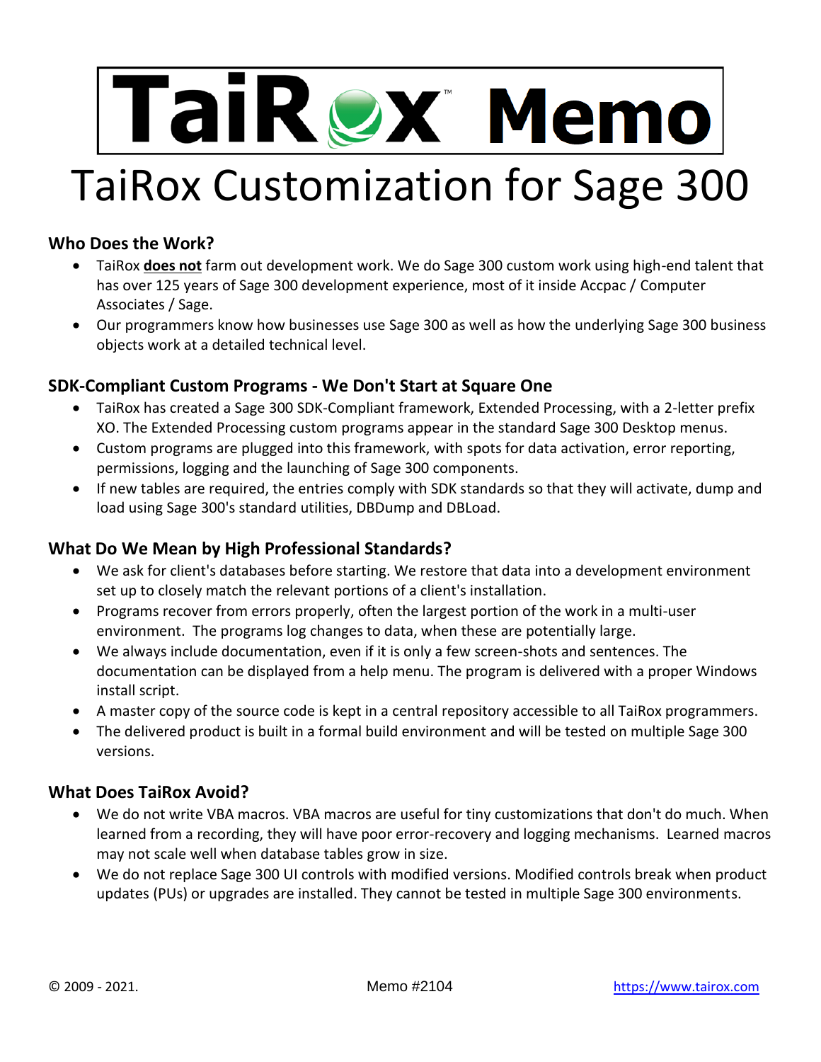# TaiRox™ Memo

# TaiRox Customization for Sage 300

### Who Does the Work?

- TaiRox **does not** farm out development work. We do Sage 300 custom work using high-end talent that has over 125 years of Sage 300 development experience, most of it inside Accpac / Computer Associates / Sage.
- Our programmers know how businesses use Sage 300 as well as how the underlying Sage 300 business objects work at a detailed technical level.

### SDK-Compliant Custom Programs - We Don't Start at Square One

- TaiRox has created a Sage 300 SDK-Compliant framework, Extended Processing, with a 2-letter prefix XO. The Extended Processing custom programs appear in the standard Sage 300 Desktop menus.
- Custom programs are plugged into this framework, with spots for data activation, error reporting, permissions, logging and the launching of Sage 300 components.
- If new tables are required, the entries comply with SDK standards so that they will activate, dump and load using Sage 300's standard utilities, DBDump and DBLoad.

### What Do We Mean by High Professional Standards?

- We ask for client's databases before starting. We restore that data into a development environment set up to closely match the relevant portions of a client's installation.
- Programs recover from errors properly, often the largest portion of the work in a multi-user environment. The programs log changes to data, when these are potentially large.
- We always include documentation, even if it is only a few screen-shots and sentences. The documentation can be displayed from a help menu. The program is delivered with a proper Windows install script.
- A master copy of the source code is kept in a central repository accessible to all TaiRox programmers.
- The delivered product is built in a formal build environment and will be tested on multiple Sage 300 versions.

### What Does TaiRox Avoid?

- We do not write VBA macros. VBA macros are useful for tiny customizations that don't do much. When learned from a recording, they will have poor error-recovery and logging mechanisms. Learned macros may not scale well when database tables grow in size.
- We do not replace Sage 300 UI controls with modified versions. Modified controls break when product updates (PUs) or upgrades are installed. They cannot be tested in multiple Sage 300 environments.

© 2009 - 2021. Memo #2104 https://www.tairox.com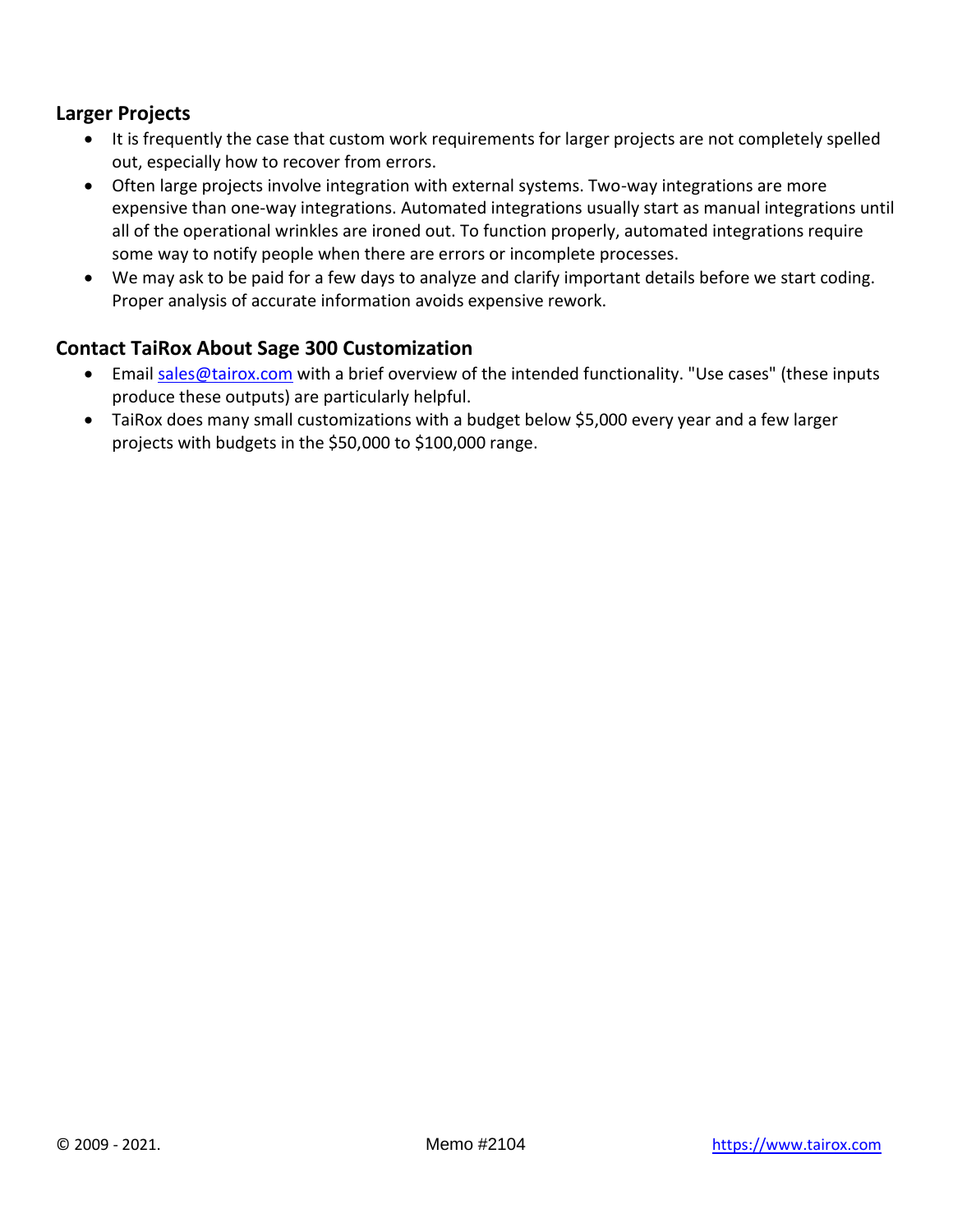## Larger Projects

- It is frequently the case that custom work requirements for larger projects are not completely spelled out, especially how to recover from errors.
- Often large projects involve integration with external systems. Two-way integrations are more expensive than one-way integrations. Automated integrations usually start as manual integrations until all of the operational wrinkles are ironed out. To function properly, automated integrations require some way to notify people when there are errors or incomplete processes.
- We may ask to be paid for a few days to analyze and clarify important details before we start coding. Proper analysis of accurate information avoids expensive rework.

## Contact TaiRox About Sage 300 Customization

- Email [sales@tairox.com](mailto:sales@tairox.com) with a brief overview of the intended functionality. "Use cases" (these inputs produce these outputs) are particularly helpful.
- TaiRox does many small customizations with a budget below $5,000 every year and a few larger projects with budgets in the $50,000 to $100,000 range.